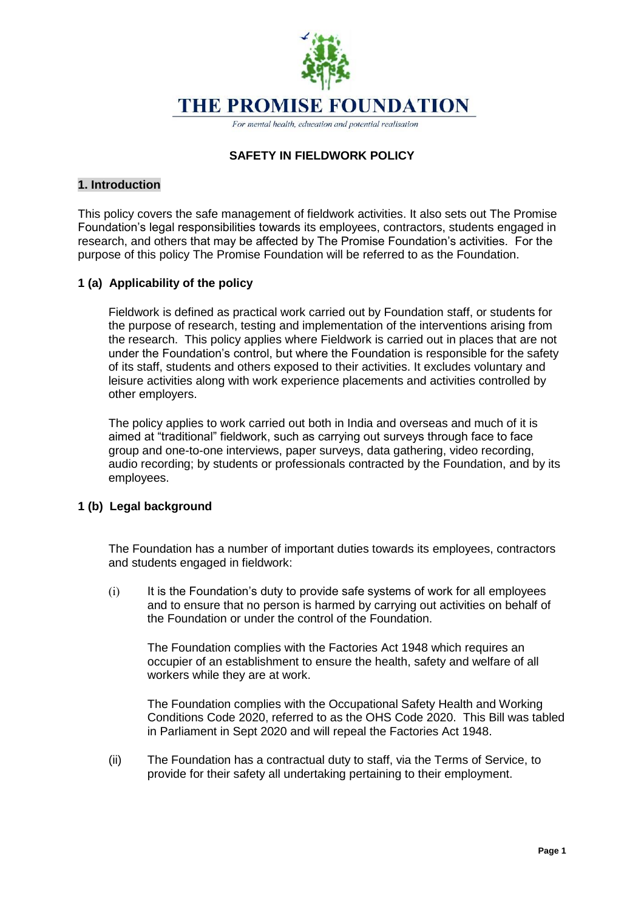# THE PROMISE FOUNDATION

*For mental health, education and potential realisation*

## SAFETY IN FIELDWORK POLICY

### 1. Introduction

This policy covers the safe management of fieldwork activities. It also sets out The Promise Foundation's legal responsibilities towards its employees, contractors, students engaged in research, and others that may be affected by The Promise Foundation's activities. For the purpose of this policy The Promise Foundation will be referred to as the Foundation.

### 1 (a) Applicability of the policy

Fieldwork is defined as practical work carried out by Foundation staff, or students for the purpose of research, testing and implementation of the interventions arising from the research. This policy applies where Fieldwork is carried out in places that are not under the Foundation's control, but where the Foundation is responsible for the safety of its staff, students and others exposed to their activities. It excludes voluntary and leisure activities along with work experience placements and activities controlled by other employers.

The policy applies to work carried out both in India and overseas and much of it is aimed at "traditional" fieldwork, such as carrying out surveys through face to face group and one-to-one interviews, paper surveys, data gathering, video recording, audio recording; by students or professionals contracted by the Foundation, and by its employees.

### 1 (b) Legal background

The Foundation has a number of important duties towards its employees, contractors and students engaged in fieldwork:

(i) It is the Foundation's duty to provide safe systems of work for all employees and to ensure that no person is harmed by carrying out activities on behalf of the Foundation or under the control of the Foundation.

The Foundation complies with the Factories Act 1948 which requires an occupier of an establishment to ensure the health, safety and welfare of all workers while they are at work.

The Foundation complies with the Occupational Safety Health and Working Conditions Code 2020, referred to as the OHS Code 2020. This Bill was tabled in Parliament in Sept 2020 and will repeal the Factories Act 1948.

(ii) The Foundation has a contractual duty to staff, via the Terms of Service, to provide for their safety all undertaking pertaining to their employment.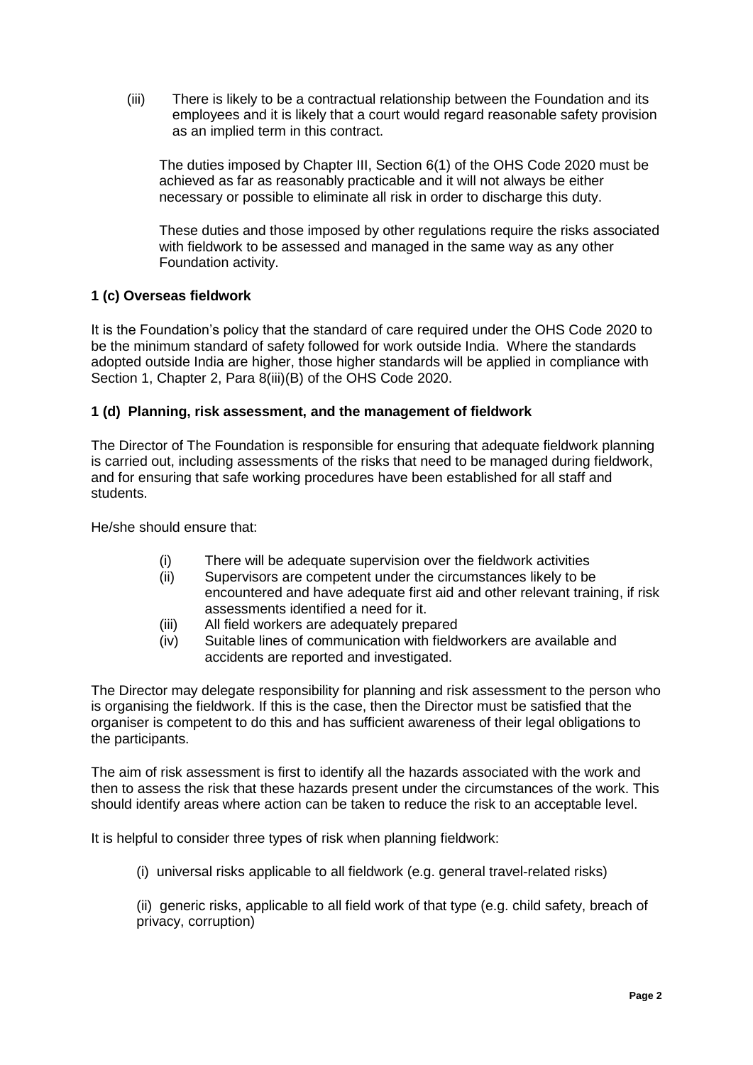(iii) There is likely to be a contractual relationship between the Foundation and its employees and it is likely that a court would regard reasonable safety provision as an implied term in this contract.

The duties imposed by Chapter III, Section 6(1) of the OHS Code 2020 must be achieved as far as reasonably practicable and it will not always be either necessary or possible to eliminate all risk in order to discharge this duty.

These duties and those imposed by other regulations require the risks associated with fieldwork to be assessed and managed in the same way as any other Foundation activity.

### 1 (c) Overseas fieldwork

It is the Foundation's policy that the standard of care required under the OHS Code 2020 to be the minimum standard of safety followed for work outside India. Where the standards adopted outside India are higher, those higher standards will be applied in compliance with Section 1, Chapter 2, Para 8(iii)(B) of the OHS Code 2020.

### 1 (d) Planning, risk assessment, and the management of fieldwork

The Director of The Foundation is responsible for ensuring that adequate fieldwork planning is carried out, including assessments of the risks that need to be managed during fieldwork, and for ensuring that safe working procedures have been established for all staff and students.

He/she should ensure that:

(i) There will be adequate supervision over the fieldwork activities
(ii) Supervisors are competent under the circumstances likely to be encountered and have adequate first aid and other relevant training, if risk assessments identified a need for it.
(iii) All field workers are adequately prepared
(iv) Suitable lines of communication with fieldworkers are available and accidents are reported and investigated.

The Director may delegate responsibility for planning and risk assessment to the person who is organising the fieldwork. If this is the case, then the Director must be satisfied that the organiser is competent to do this and has sufficient awareness of their legal obligations to the participants.

The aim of risk assessment is first to identify all the hazards associated with the work and then to assess the risk that these hazards present under the circumstances of the work. This should identify areas where action can be taken to reduce the risk to an acceptable level.

It is helpful to consider three types of risk when planning fieldwork:

(i) universal risks applicable to all fieldwork (e.g. general travel-related risks)

(ii) generic risks, applicable to all field work of that type (e.g. child safety, breach of privacy, corruption)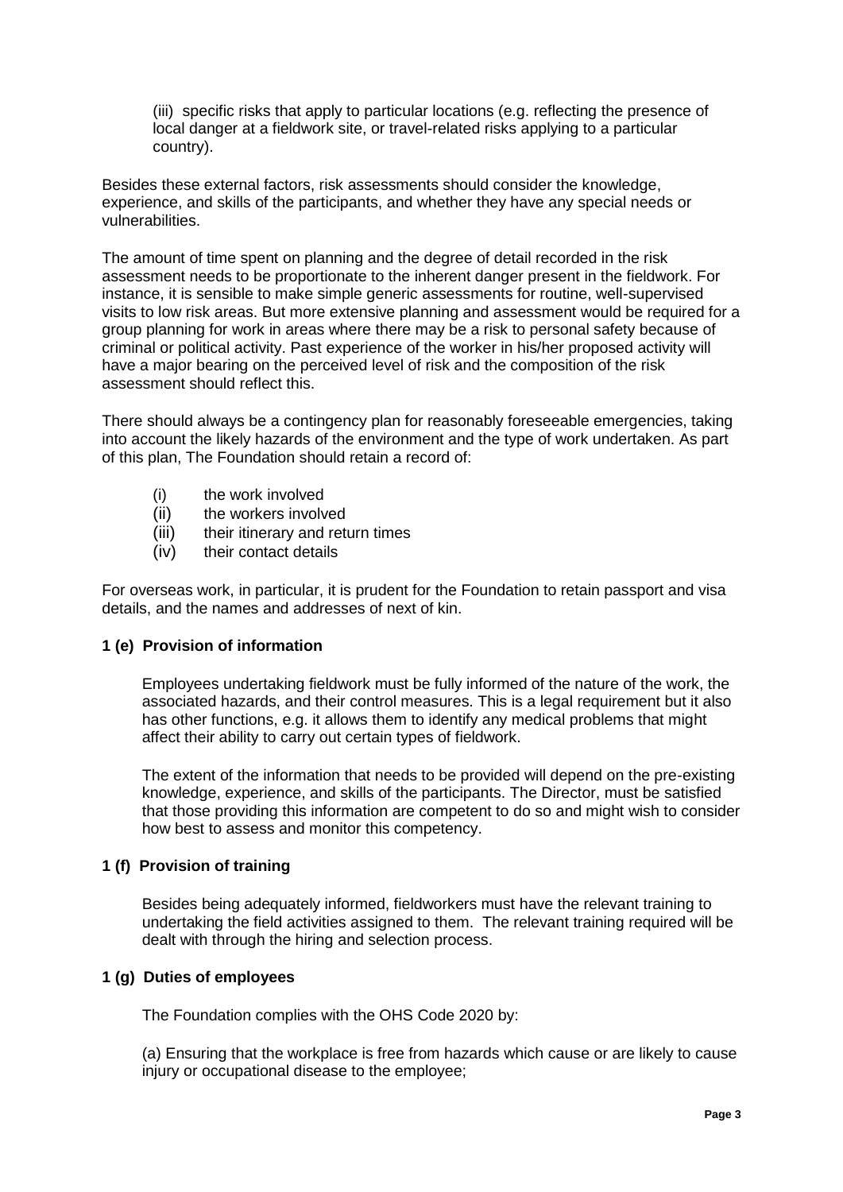(iii) specific risks that apply to particular locations (e.g. reflecting the presence of local danger at a fieldwork site, or travel-related risks applying to a particular country).

Besides these external factors, risk assessments should consider the knowledge, experience, and skills of the participants, and whether they have any special needs or vulnerabilities.

The amount of time spent on planning and the degree of detail recorded in the risk assessment needs to be proportionate to the inherent danger present in the fieldwork. For instance, it is sensible to make simple generic assessments for routine, well-supervised visits to low risk areas. But more extensive planning and assessment would be required for a group planning for work in areas where there may be a risk to personal safety because of criminal or political activity. Past experience of the worker in his/her proposed activity will have a major bearing on the perceived level of risk and the composition of the risk assessment should reflect this.

There should always be a contingency plan for reasonably foreseeable emergencies, taking into account the likely hazards of the environment and the type of work undertaken. As part of this plan, The Foundation should retain a record of:

(i) the work involved
(ii) the workers involved
(iii) their itinerary and return times
(iv) their contact details

For overseas work, in particular, it is prudent for the Foundation to retain passport and visa details, and the names and addresses of next of kin.

### 1 (e) Provision of information

Employees undertaking fieldwork must be fully informed of the nature of the work, the associated hazards, and their control measures. This is a legal requirement but it also has other functions, e.g. it allows them to identify any medical problems that might affect their ability to carry out certain types of fieldwork.

The extent of the information that needs to be provided will depend on the pre-existing knowledge, experience, and skills of the participants. The Director, must be satisfied that those providing this information are competent to do so and might wish to consider how best to assess and monitor this competency.

### 1 (f) Provision of training

Besides being adequately informed, fieldworkers must have the relevant training to undertaking the field activities assigned to them. The relevant training required will be dealt with through the hiring and selection process.

### 1 (g) Duties of employees

The Foundation complies with the OHS Code 2020 by:

(a) Ensuring that the workplace is free from hazards which cause or are likely to cause injury or occupational disease to the employee;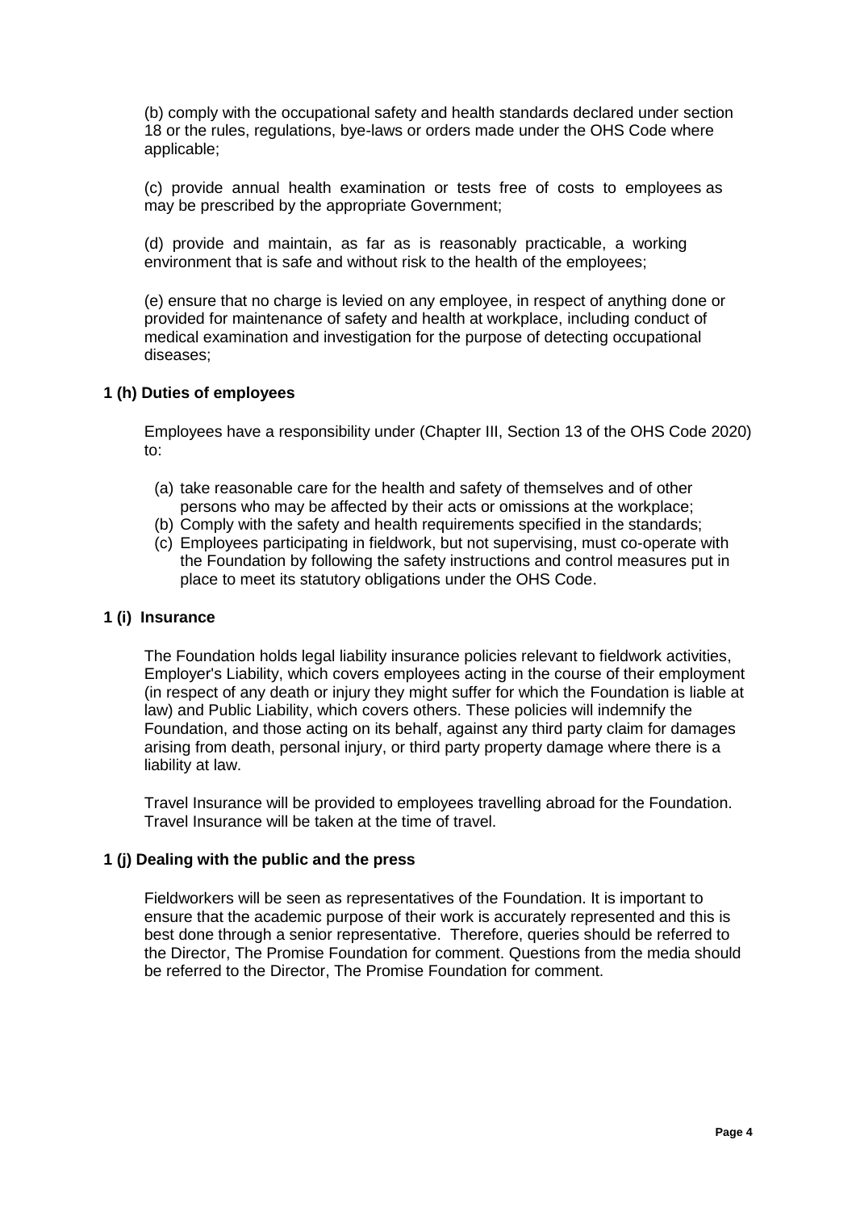(b) comply with the occupational safety and health standards declared under section 18 or the rules, regulations, bye-laws or orders made under the OHS Code where applicable;

(c) provide annual health examination or tests free of costs to employees as may be prescribed by the appropriate Government;

(d) provide and maintain, as far as is reasonably practicable, a working environment that is safe and without risk to the health of the employees;

(e) ensure that no charge is levied on any employee, in respect of anything done or provided for maintenance of safety and health at workplace, including conduct of medical examination and investigation for the purpose of detecting occupational diseases;

### 1 (h) Duties of employees

Employees have a responsibility under (Chapter III, Section 13 of the OHS Code 2020) to:

(a) take reasonable care for the health and safety of themselves and of other persons who may be affected by their acts or omissions at the workplace;
(b) Comply with the safety and health requirements specified in the standards;
(c) Employees participating in fieldwork, but not supervising, must co-operate with the Foundation by following the safety instructions and control measures put in place to meet its statutory obligations under the OHS Code.

### 1 (i) Insurance

The Foundation holds legal liability insurance policies relevant to fieldwork activities, Employer's Liability, which covers employees acting in the course of their employment (in respect of any death or injury they might suffer for which the Foundation is liable at law) and Public Liability, which covers others. These policies will indemnify the Foundation, and those acting on its behalf, against any third party claim for damages arising from death, personal injury, or third party property damage where there is a liability at law.

Travel Insurance will be provided to employees travelling abroad for the Foundation. Travel Insurance will be taken at the time of travel.

### 1 (j) Dealing with the public and the press

Fieldworkers will be seen as representatives of the Foundation. It is important to ensure that the academic purpose of their work is accurately represented and this is best done through a senior representative. Therefore, queries should be referred to the Director, The Promise Foundation for comment. Questions from the media should be referred to the Director, The Promise Foundation for comment.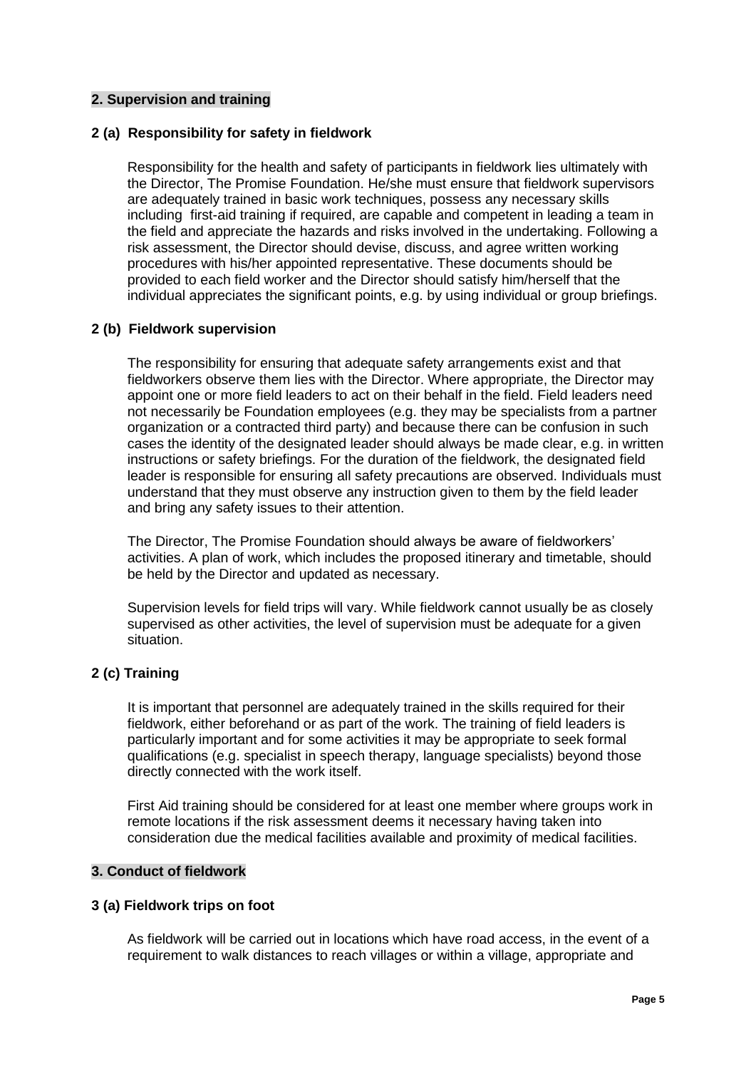## 2. Supervision and training

### 2 (a) Responsibility for safety in fieldwork

Responsibility for the health and safety of participants in fieldwork lies ultimately with the Director, The Promise Foundation. He/she must ensure that fieldwork supervisors are adequately trained in basic work techniques, possess any necessary skills including first-aid training if required, are capable and competent in leading a team in the field and appreciate the hazards and risks involved in the undertaking. Following a risk assessment, the Director should devise, discuss, and agree written working procedures with his/her appointed representative. These documents should be provided to each field worker and the Director should satisfy him/herself that the individual appreciates the significant points, e.g. by using individual or group briefings.

### 2 (b) Fieldwork supervision

The responsibility for ensuring that adequate safety arrangements exist and that fieldworkers observe them lies with the Director. Where appropriate, the Director may appoint one or more field leaders to act on their behalf in the field. Field leaders need not necessarily be Foundation employees (e.g. they may be specialists from a partner organization or a contracted third party) and because there can be confusion in such cases the identity of the designated leader should always be made clear, e.g. in written instructions or safety briefings. For the duration of the fieldwork, the designated field leader is responsible for ensuring all safety precautions are observed. Individuals must understand that they must observe any instruction given to them by the field leader and bring any safety issues to their attention.

The Director, The Promise Foundation should always be aware of fieldworkers' activities. A plan of work, which includes the proposed itinerary and timetable, should be held by the Director and updated as necessary.

Supervision levels for field trips will vary. While fieldwork cannot usually be as closely supervised as other activities, the level of supervision must be adequate for a given situation.

### 2 (c) Training

It is important that personnel are adequately trained in the skills required for their fieldwork, either beforehand or as part of the work. The training of field leaders is particularly important and for some activities it may be appropriate to seek formal qualifications (e.g. specialist in speech therapy, language specialists) beyond those directly connected with the work itself.

First Aid training should be considered for at least one member where groups work in remote locations if the risk assessment deems it necessary having taken into consideration due the medical facilities available and proximity of medical facilities.

## 3. Conduct of fieldwork

### 3 (a) Fieldwork trips on foot

As fieldwork will be carried out in locations which have road access, in the event of a requirement to walk distances to reach villages or within a village, appropriate and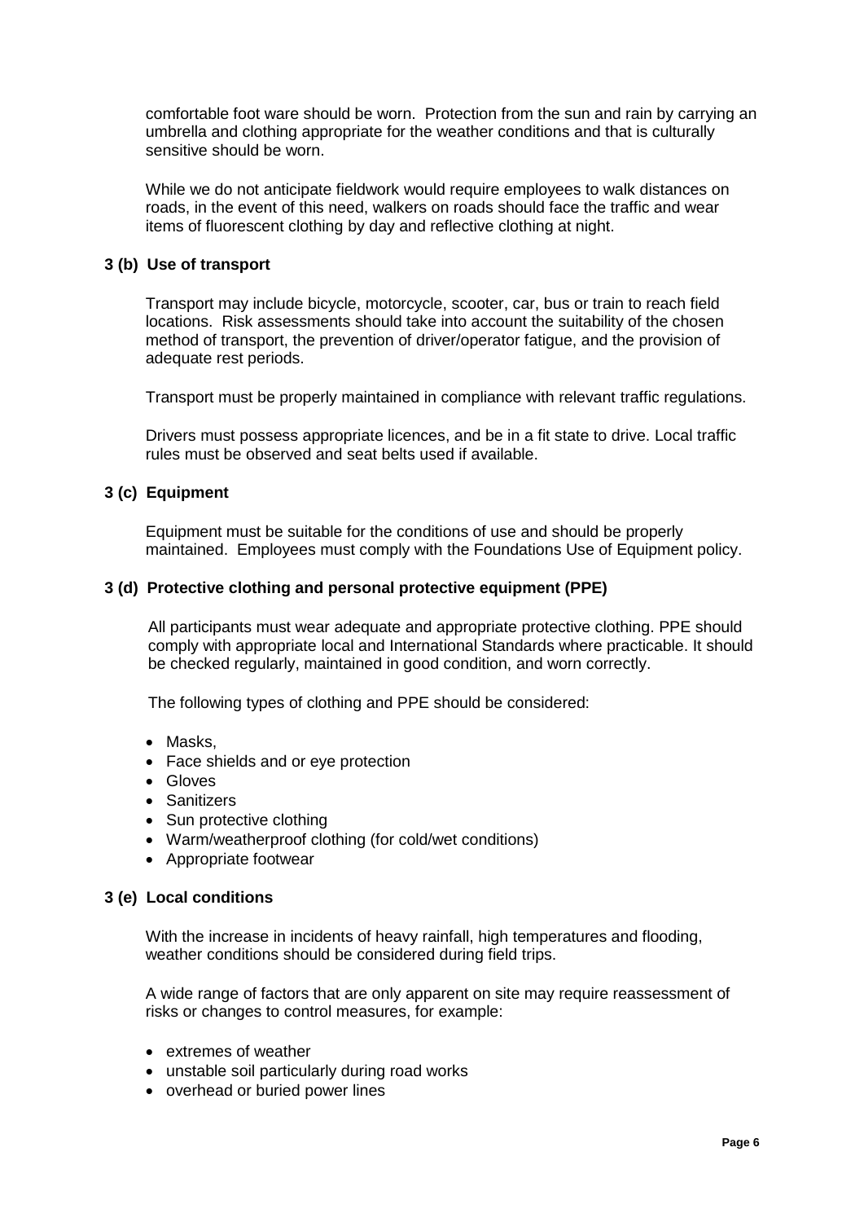comfortable foot ware should be worn. Protection from the sun and rain by carrying an umbrella and clothing appropriate for the weather conditions and that is culturally sensitive should be worn.

While we do not anticipate fieldwork would require employees to walk distances on roads, in the event of this need, walkers on roads should face the traffic and wear items of fluorescent clothing by day and reflective clothing at night.

### 3 (b) Use of transport

Transport may include bicycle, motorcycle, scooter, car, bus or train to reach field locations. Risk assessments should take into account the suitability of the chosen method of transport, the prevention of driver/operator fatigue, and the provision of adequate rest periods.

Transport must be properly maintained in compliance with relevant traffic regulations.

Drivers must possess appropriate licences, and be in a fit state to drive. Local traffic rules must be observed and seat belts used if available.

### 3 (c) Equipment

Equipment must be suitable for the conditions of use and should be properly maintained. Employees must comply with the Foundations Use of Equipment policy.

### 3 (d) Protective clothing and personal protective equipment (PPE)

All participants must wear adequate and appropriate protective clothing. PPE should comply with appropriate local and International Standards where practicable. It should be checked regularly, maintained in good condition, and worn correctly.

The following types of clothing and PPE should be considered:

- Masks,
- Face shields and or eye protection
- Gloves
- Sanitizers
- Sun protective clothing
- Warm/weatherproof clothing (for cold/wet conditions)
- Appropriate footwear

### 3 (e) Local conditions

With the increase in incidents of heavy rainfall, high temperatures and flooding, weather conditions should be considered during field trips.

A wide range of factors that are only apparent on site may require reassessment of risks or changes to control measures, for example:

- extremes of weather
- unstable soil particularly during road works
- overhead or buried power lines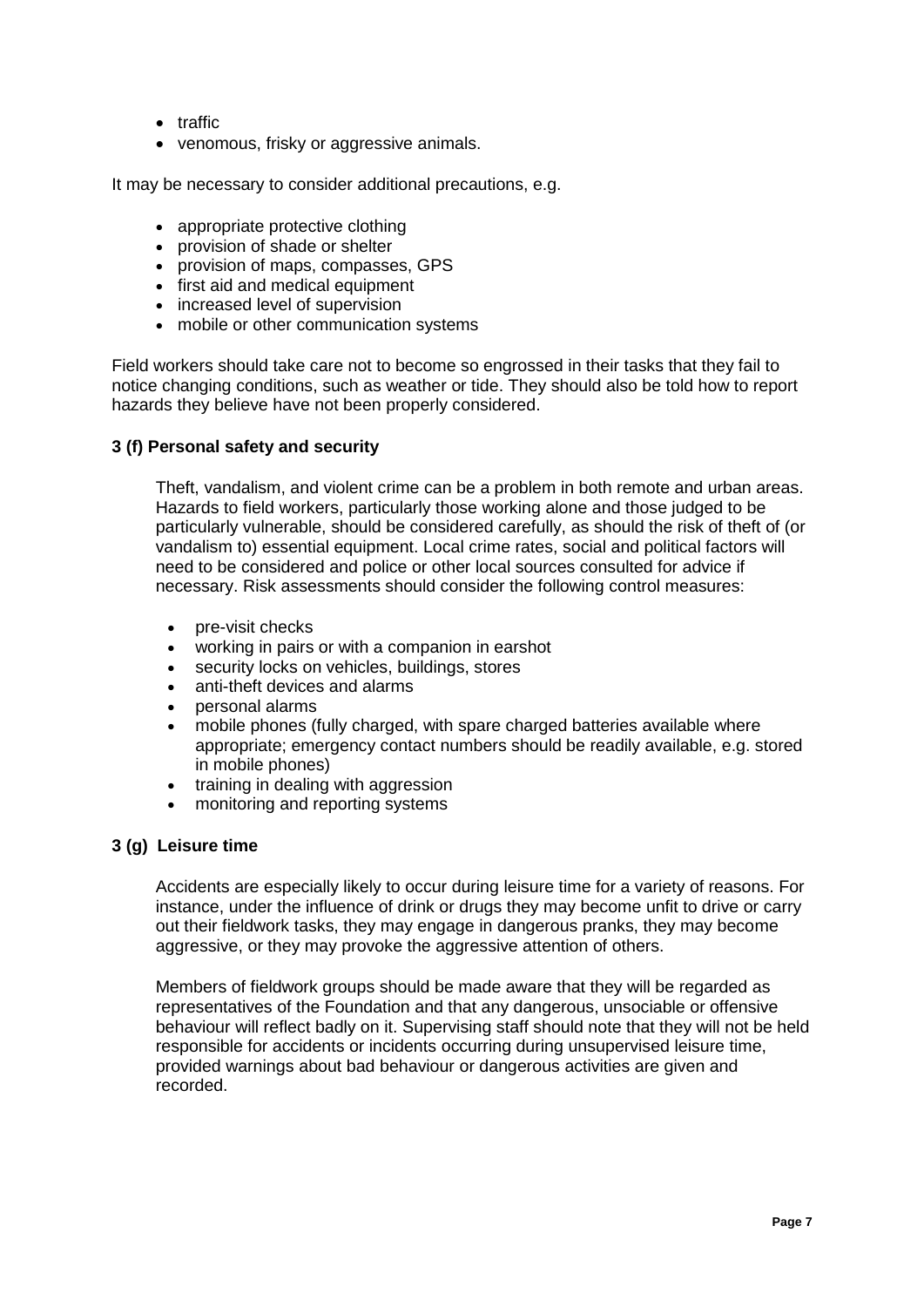- traffic
- venomous, frisky or aggressive animals.

It may be necessary to consider additional precautions, e.g.

- appropriate protective clothing
- provision of shade or shelter
- provision of maps, compasses, GPS
- first aid and medical equipment
- increased level of supervision
- mobile or other communication systems

Field workers should take care not to become so engrossed in their tasks that they fail to notice changing conditions, such as weather or tide. They should also be told how to report hazards they believe have not been properly considered.

### 3 (f) Personal safety and security

Theft, vandalism, and violent crime can be a problem in both remote and urban areas. Hazards to field workers, particularly those working alone and those judged to be particularly vulnerable, should be considered carefully, as should the risk of theft of (or vandalism to) essential equipment. Local crime rates, social and political factors will need to be considered and police or other local sources consulted for advice if necessary. Risk assessments should consider the following control measures:

- pre-visit checks
- working in pairs or with a companion in earshot
- security locks on vehicles, buildings, stores
- anti-theft devices and alarms
- personal alarms
- mobile phones (fully charged, with spare charged batteries available where appropriate; emergency contact numbers should be readily available, e.g. stored in mobile phones)
- training in dealing with aggression
- monitoring and reporting systems

### 3 (g) Leisure time

Accidents are especially likely to occur during leisure time for a variety of reasons. For instance, under the influence of drink or drugs they may become unfit to drive or carry out their fieldwork tasks, they may engage in dangerous pranks, they may become aggressive, or they may provoke the aggressive attention of others.

Members of fieldwork groups should be made aware that they will be regarded as representatives of the Foundation and that any dangerous, unsociable or offensive behaviour will reflect badly on it. Supervising staff should note that they will not be held responsible for accidents or incidents occurring during unsupervised leisure time, provided warnings about bad behaviour or dangerous activities are given and recorded.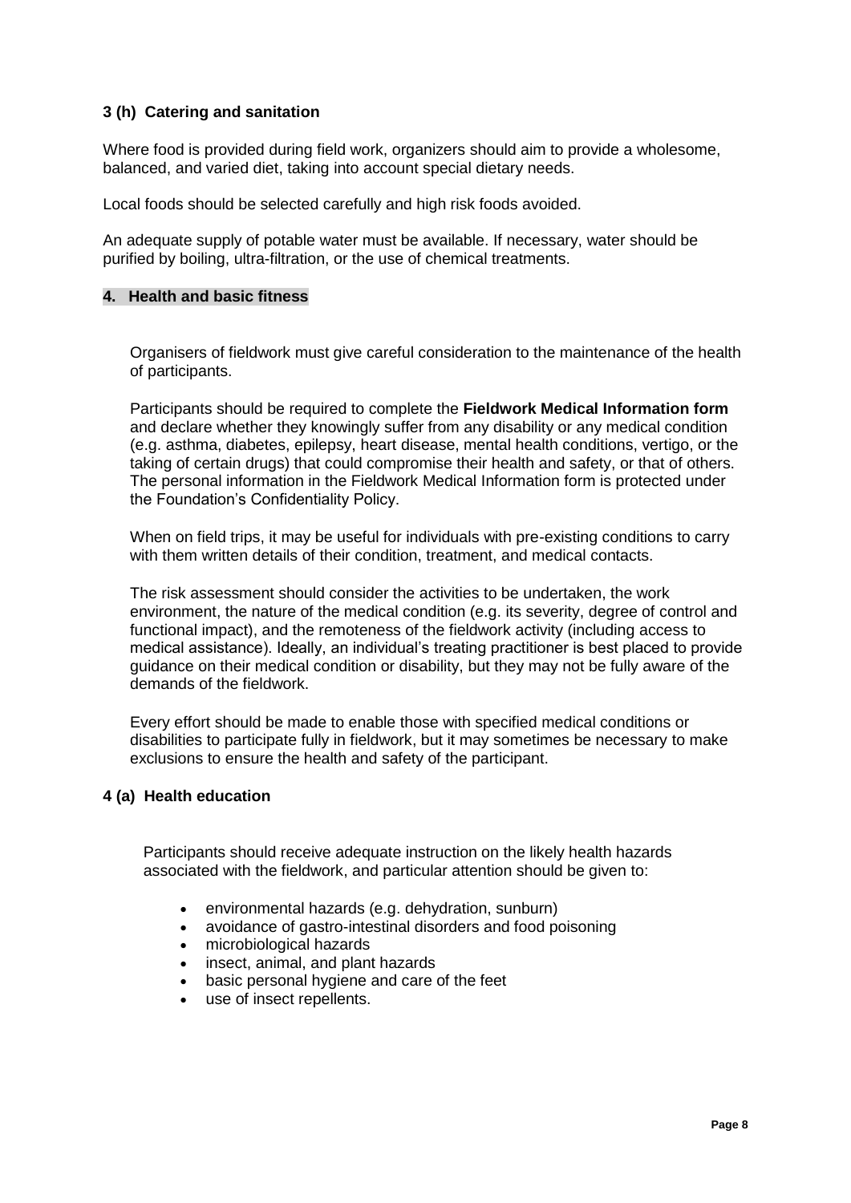### 3 (h) Catering and sanitation

Where food is provided during field work, organizers should aim to provide a wholesome, balanced, and varied diet, taking into account special dietary needs.

Local foods should be selected carefully and high risk foods avoided.

An adequate supply of potable water must be available. If necessary, water should be purified by boiling, ultra-filtration, or the use of chemical treatments.

## 4. Health and basic fitness

Organisers of fieldwork must give careful consideration to the maintenance of the health of participants.

Participants should be required to complete the **Fieldwork Medical Information form** and declare whether they knowingly suffer from any disability or any medical condition (e.g. asthma, diabetes, epilepsy, heart disease, mental health conditions, vertigo, or the taking of certain drugs) that could compromise their health and safety, or that of others. The personal information in the Fieldwork Medical Information form is protected under the Foundation's Confidentiality Policy.

When on field trips, it may be useful for individuals with pre-existing conditions to carry with them written details of their condition, treatment, and medical contacts.

The risk assessment should consider the activities to be undertaken, the work environment, the nature of the medical condition (e.g. its severity, degree of control and functional impact), and the remoteness of the fieldwork activity (including access to medical assistance). Ideally, an individual's treating practitioner is best placed to provide guidance on their medical condition or disability, but they may not be fully aware of the demands of the fieldwork.

Every effort should be made to enable those with specified medical conditions or disabilities to participate fully in fieldwork, but it may sometimes be necessary to make exclusions to ensure the health and safety of the participant.

### 4 (a) Health education

Participants should receive adequate instruction on the likely health hazards associated with the fieldwork, and particular attention should be given to:

- environmental hazards (e.g. dehydration, sunburn)
- avoidance of gastro-intestinal disorders and food poisoning
- microbiological hazards
- insect, animal, and plant hazards
- basic personal hygiene and care of the feet
- use of insect repellents.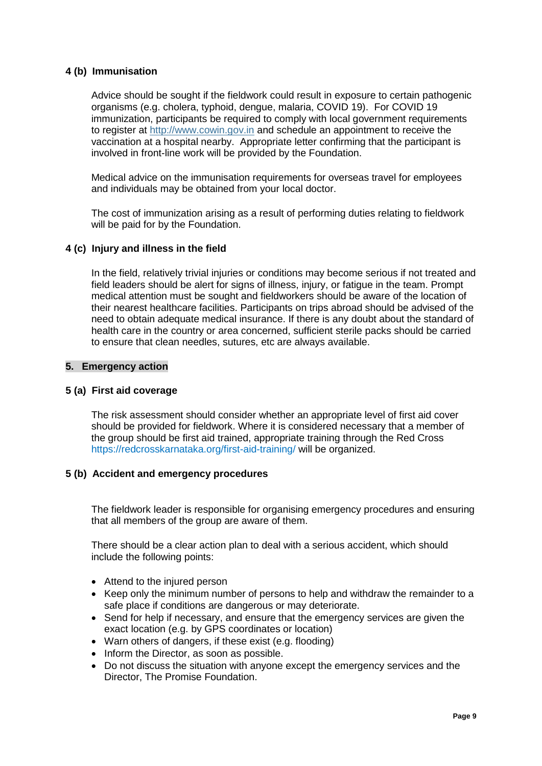#### 4 (b) Immunisation

Advice should be sought if the fieldwork could result in exposure to certain pathogenic organisms (e.g. cholera, typhoid, dengue, malaria, COVID 19). For COVID 19 immunization, participants be required to comply with local government requirements to register at http://www.cowin.gov.in and schedule an appointment to receive the vaccination at a hospital nearby. Appropriate letter confirming that the participant is involved in front-line work will be provided by the Foundation.

Medical advice on the immunisation requirements for overseas travel for employees and individuals may be obtained from your local doctor.

The cost of immunization arising as a result of performing duties relating to fieldwork will be paid for by the Foundation.

#### 4 (c) Injury and illness in the field

In the field, relatively trivial injuries or conditions may become serious if not treated and field leaders should be alert for signs of illness, injury, or fatigue in the team. Prompt medical attention must be sought and fieldworkers should be aware of the location of their nearest healthcare facilities. Participants on trips abroad should be advised of the need to obtain adequate medical insurance. If there is any doubt about the standard of health care in the country or area concerned, sufficient sterile packs should be carried to ensure that clean needles, sutures, etc are always available.

### 5. Emergency action

#### 5 (a) First aid coverage

The risk assessment should consider whether an appropriate level of first aid cover should be provided for fieldwork. Where it is considered necessary that a member of the group should be first aid trained, appropriate training through the Red Cross https://redcrosskarnataka.org/first-aid-training/ will be organized.

#### 5 (b) Accident and emergency procedures

The fieldwork leader is responsible for organising emergency procedures and ensuring that all members of the group are aware of them.

There should be a clear action plan to deal with a serious accident, which should include the following points:

- Attend to the injured person
- Keep only the minimum number of persons to help and withdraw the remainder to a safe place if conditions are dangerous or may deteriorate.
- Send for help if necessary, and ensure that the emergency services are given the exact location (e.g. by GPS coordinates or location)
- Warn others of dangers, if these exist (e.g. flooding)
- Inform the Director, as soon as possible.
- Do not discuss the situation with anyone except the emergency services and the Director, The Promise Foundation.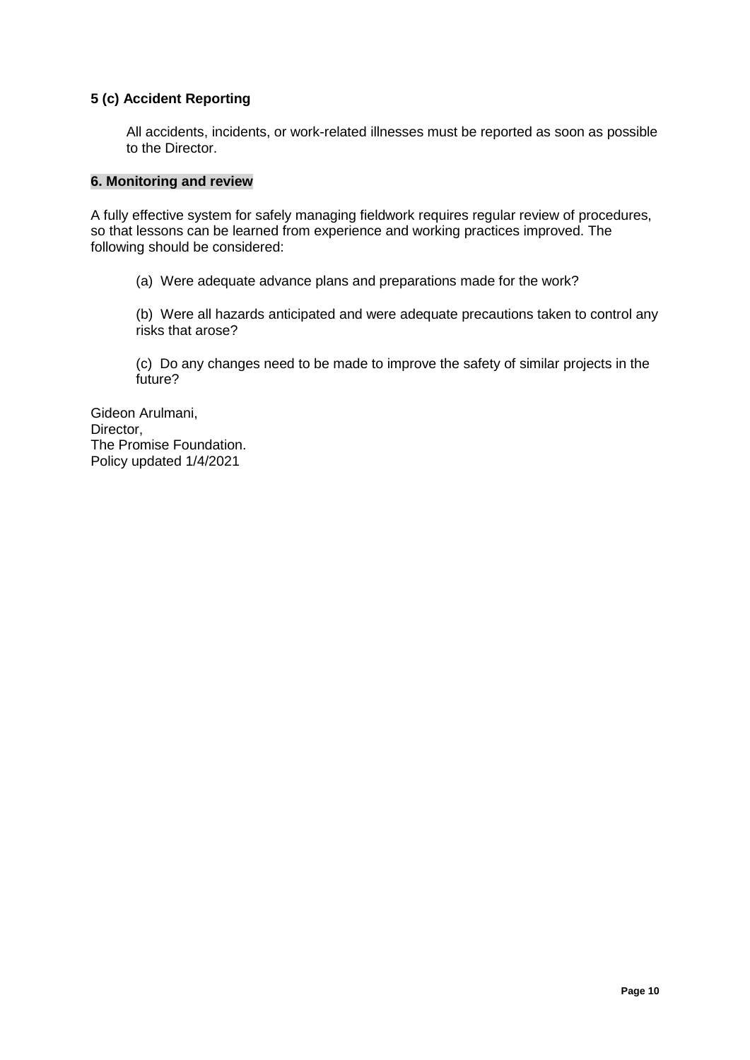### 5 (c) Accident Reporting

All accidents, incidents, or work-related illnesses must be reported as soon as possible to the Director.

## 6. Monitoring and review

A fully effective system for safely managing fieldwork requires regular review of procedures, so that lessons can be learned from experience and working practices improved. The following should be considered:

(a) Were adequate advance plans and preparations made for the work?

(b) Were all hazards anticipated and were adequate precautions taken to control any risks that arose?

(c) Do any changes need to be made to improve the safety of similar projects in the future?

Gideon Arulmani,
Director,
The Promise Foundation.
Policy updated 1/4/2021